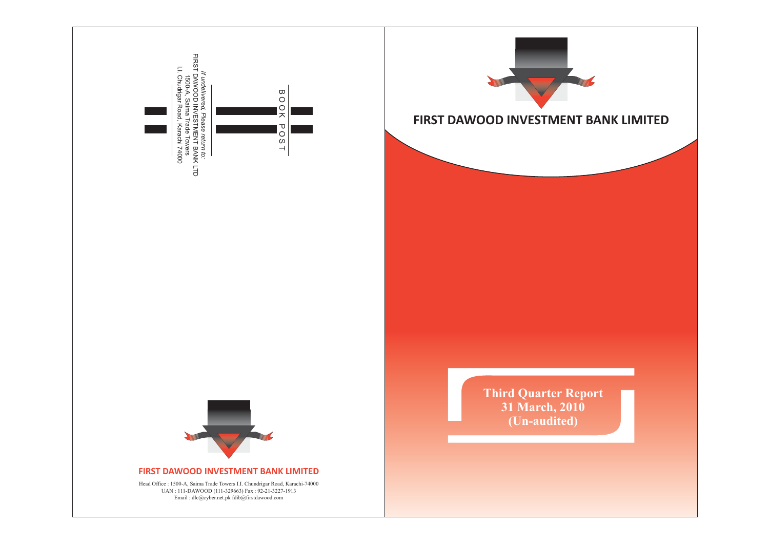BOOK POST

*If undelivered, Please return to:*
FIRST DAWOOD INVESTMENT BANK LTD
1500-A, Saima Trade Towers
I.I. Chudrigar Road, Karachi 74000

**FIRST DAWOOD INVESTMENT BANK LIMITED**

Head Office : 1500-A, Saima Trade Towers I.I. Chundrigar Road, Karachi-74000
UAN : 111-DAWOOD (111-329663) Fax : 92-21-3227-1913
Email : dlc@cyber.net.pk fdib@firstdawood.com

# FIRST DAWOOD INVESTMENT BANK LIMITED

**Third Quarter Report**
**31 March, 2010**
**(Un-audited)**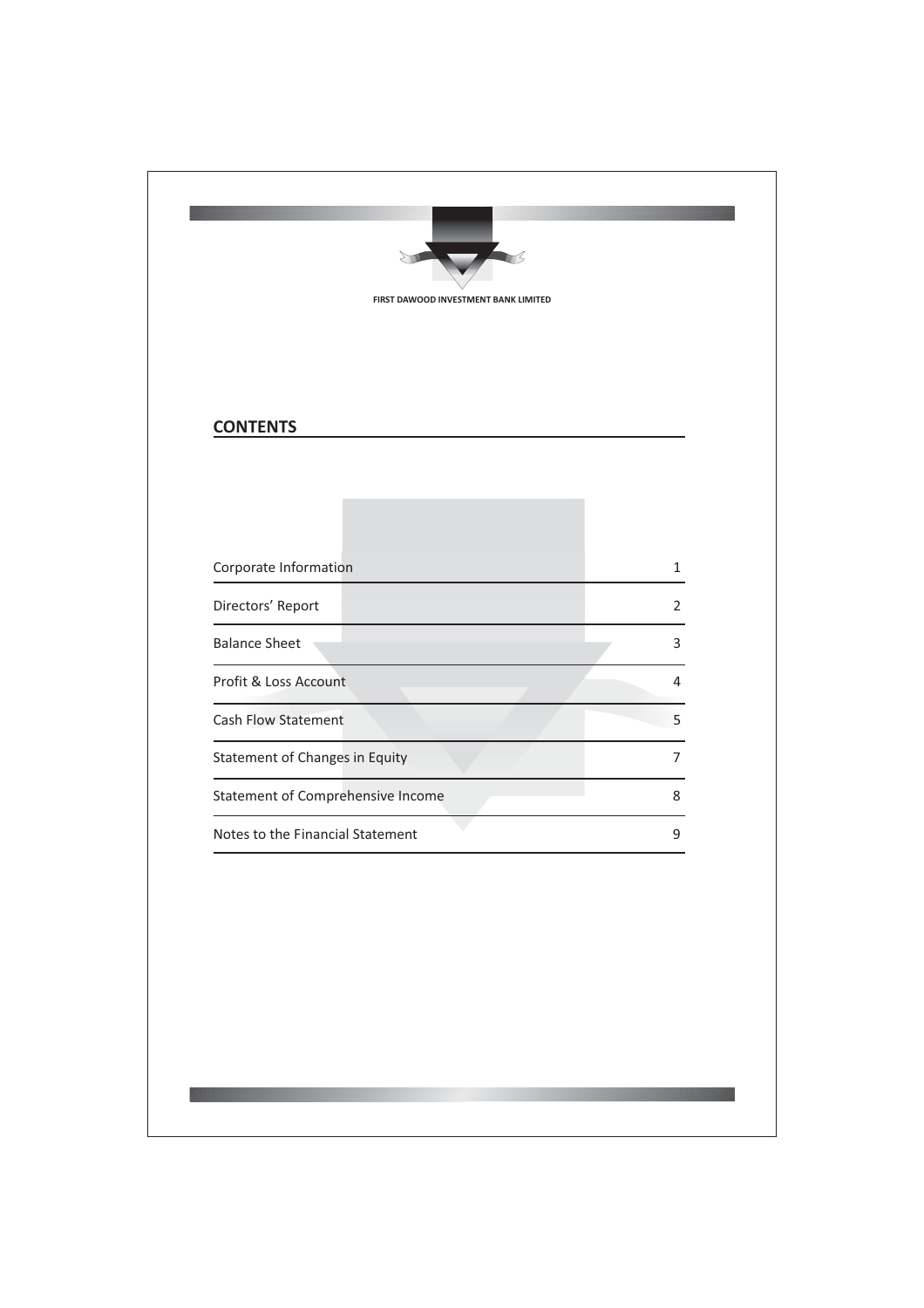FIRST DAWOOD INVESTMENT BANK LIMITED

## CONTENTS

| | |
|---|---|
| Corporate Information | 1 |
| Directors' Report | 2 |
| Balance Sheet | 3 |
| Profit & Loss Account | 4 |
| Cash Flow Statement | 5 |
| Statement of Changes in Equity | 7 |
| Statement of Comprehensive Income | 8 |
| Notes to the Financial Statement | 9 |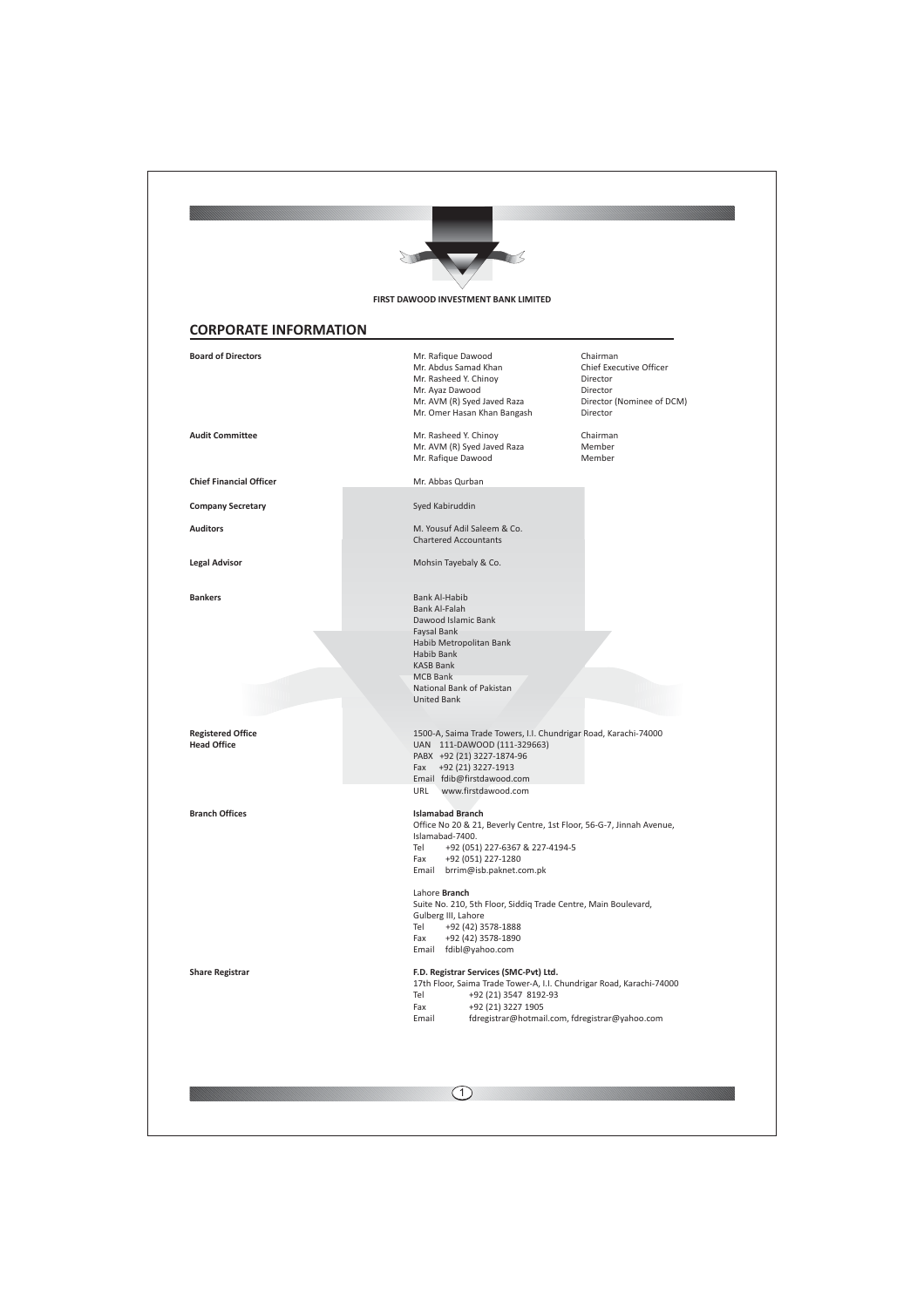FIRST DAWOOD INVESTMENT BANK LIMITED

## CORPORATE INFORMATION

| | | |
|---|---|---|
| **Board of Directors** | Mr. Rafique Dawood | Chairman |
| | Mr. Abdus Samad Khan | Chief Executive Officer |
| | Mr. Rasheed Y. Chinoy | Director |
| | Mr. Ayaz Dawood | Director |
| | Mr. AVM (R) Syed Javed Raza | Director (Nominee of DCM) |
| | Mr. Omer Hasan Khan Bangash | Director |
| **Audit Committee** | Mr. Rasheed Y. Chinoy | Chairman |
| | Mr. AVM (R) Syed Javed Raza | Member |
| | Mr. Rafique Dawood | Member |
| **Chief Financial Officer** | Mr. Abbas Qurban | |
| **Company Secretary** | Syed Kabiruddin | |
| **Auditors** | M. Yousuf Adil Saleem & Co. Chartered Accountants | |
| **Legal Advisor** | Mohsin Tayebaly & Co. | |

**Bankers**

Bank Al-Habib
Bank Al-Falah
Dawood Islamic Bank
Faysal Bank
Habib Metropolitan Bank
Habib Bank
KASB Bank
MCB Bank
National Bank of Pakistan
United Bank

**Registered Office**
**Head Office**

1500-A, Saima Trade Towers, I.I. Chundrigar Road, Karachi-74000
UAN 111-DAWOOD (111-329663)
PABX +92 (21) 3227-1874-96
Fax +92 (21) 3227-1913
Email fdib@firstdawood.com
URL www.firstdawood.com

**Branch Offices**

**Islamabad Branch**
Office No 20 & 21, Beverly Centre, 1st Floor, 56-G-7, Jinnah Avenue, Islamabad-7400.
Tel +92 (051) 227-6367 & 227-4194-5
Fax +92 (051) 227-1280
Email brrim@isb.paknet.com.pk

Lahore **Branch**
Suite No. 210, 5th Floor, Siddiq Trade Centre, Main Boulevard, Gulberg III, Lahore
Tel +92 (42) 3578-1888
Fax +92 (42) 3578-1890
Email fdibl@yahoo.com

**Share Registrar**

**F.D. Registrar Services (SMC-Pvt) Ltd.**
17th Floor, Saima Trade Tower-A, I.I. Chundrigar Road, Karachi-74000
Tel +92 (21) 3547 8192-93
Fax +92 (21) 3227 1905
Email fdregistrar@hotmail.com, fdregistrar@yahoo.com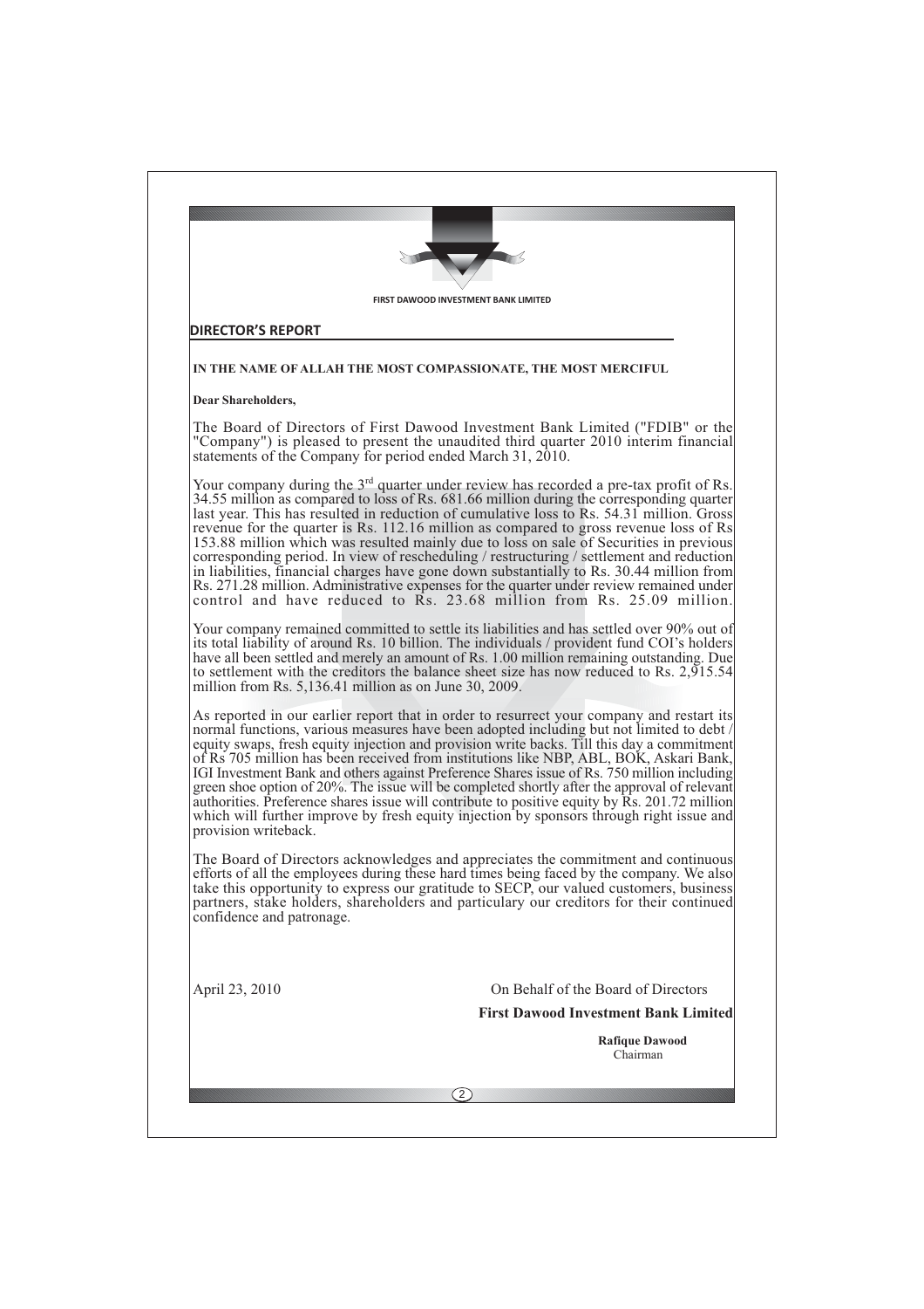FIRST DAWOOD INVESTMENT BANK LIMITED

## DIRECTOR'S REPORT

**IN THE NAME OF ALLAH THE MOST COMPASSIONATE, THE MOST MERCIFUL**

**Dear Shareholders,**

The Board of Directors of First Dawood Investment Bank Limited ("FDIB" or the "Company") is pleased to present the unaudited third quarter 2010 interim financial statements of the Company for period ended March 31, 2010.

Your company during the 3rd quarter under review has recorded a pre-tax profit of Rs. 34.55 million as compared to loss of Rs. 681.66 million during the corresponding quarter last year. This has resulted in reduction of cumulative loss to Rs. 54.31 million. Gross revenue for the quarter is Rs. 112.16 million as compared to gross revenue loss of Rs 153.88 million which was resulted mainly due to loss on sale of Securities in previous corresponding period. In view of rescheduling / restructuring / settlement and reduction in liabilities, financial charges have gone down substantially to Rs. 30.44 million from Rs. 271.28 million. Administrative expenses for the quarter under review remained under control and have reduced to Rs. 23.68 million from Rs. 25.09 million.

Your company remained committed to settle its liabilities and has settled over 90% out of its total liability of around Rs. 10 billion. The individuals / provident fund COI's holders have all been settled and merely an amount of Rs. 1.00 million remaining outstanding. Due to settlement with the creditors the balance sheet size has now reduced to Rs. 2,915.54 million from Rs. 5,136.41 million as on June 30, 2009.

As reported in our earlier report that in order to resurrect your company and restart its normal functions, various measures have been adopted including but not limited to debt / equity swaps, fresh equity injection and provision write backs. Till this day a commitment of Rs 705 million has been received from institutions like NBP, ABL, BOK, Askari Bank, IGI Investment Bank and others against Preference Shares issue of Rs. 750 million including green shoe option of 20%. The issue will be completed shortly after the approval of relevant authorities. Preference shares issue will contribute to positive equity by Rs. 201.72 million which will further improve by fresh equity injection by sponsors through right issue and provision writeback.

The Board of Directors acknowledges and appreciates the commitment and continuous efforts of all the employees during these hard times being faced by the company. We also take this opportunity to express our gratitude to SECP, our valued customers, business partners, stake holders, shareholders and particulary our creditors for their continued confidence and patronage.

April 23, 2010

On Behalf of the Board of Directors

**First Dawood Investment Bank Limited**

**Rafique Dawood**
Chairman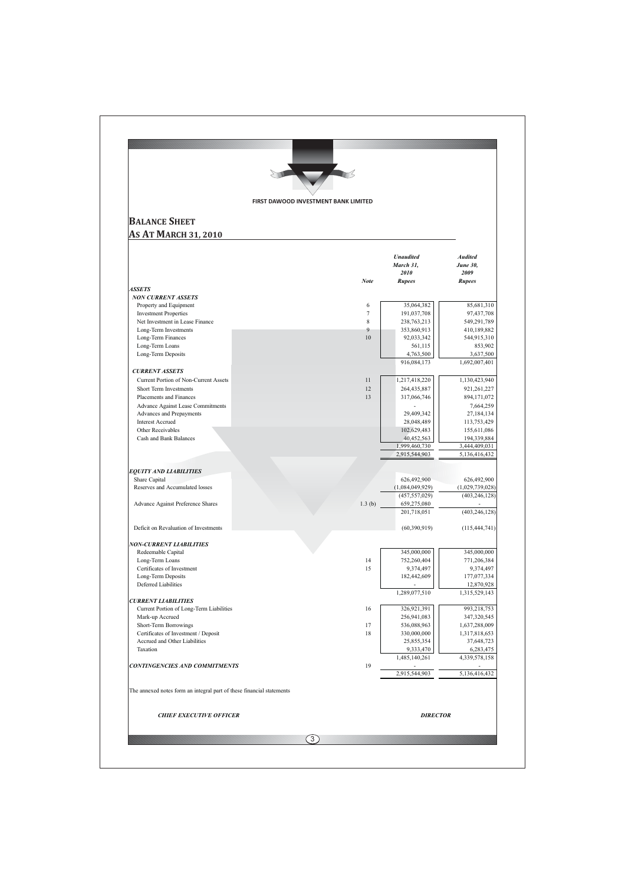FIRST DAWOOD INVESTMENT BANK LIMITED

# BALANCE SHEET
## AS AT MARCH 31, 2010

| | Note | *Unaudited March 31, 2010 Rupees* | *Audited June 30, 2009 Rupees* |
|---|---|---|---|
| ***ASSETS*** | | | |
| ***NON CURRENT ASSETS*** | | | |
| Property and Equipment | 6 | 35,064,382 | 85,681,310 |
| Investment Properties | 7 | 191,037,708 | 97,437,708 |
| Net Investment in Lease Finance | 8 | 238,763,213 | 549,291,789 |
| Long-Term Investments | 9 | 353,860,913 | 410,189,882 |
| Long-Term Finances | 10 | 92,033,342 | 544,915,310 |
| Long-Term Loans | | 561,115 | 853,902 |
| Long-Term Deposits | | 4,763,500 | 3,637,500 |
| | | 916,084,173 | 1,692,007,401 |
| ***CURRENT ASSETS*** | | | |
| Current Portion of Non-Current Assets | 11 | 1,217,418,220 | 1,130,423,940 |
| Short Term Investments | 12 | 264,435,887 | 921,261,227 |
| Placements and Finances | 13 | 317,066,746 | 894,171,072 |
| Advance Against Lease Commitments | | - | 7,664,259 |
| Advances and Prepayments | | 29,409,342 | 27,184,134 |
| Interest Accrued | | 28,048,489 | 113,753,429 |
| Other Receivables | | 102,629,483 | 155,611,086 |
| Cash and Bank Balances | | 40,452,563 | 194,339,884 |
| | | 1,999,460,730 | 3,444,409,031 |
| | | 2,915,544,903 | 5,136,416,432 |
| ***EQUITY AND LIABILITIES*** | | | |
| Share Capital | | 626,492,900 | 626,492,900 |
| Reserves and Accumulated losses | | (1,084,049,929) | (1,029,739,028) |
| | | (457,557,029) | (403,246,128) |
| Advance Against Preference Shares | 1.3 (b) | 659,275,080 | - |
| | | 201,718,051 | (403,246,128) |
| Deficit on Revaluation of Investments | | (60,390,919) | (115,444,741) |
| ***NON-CURRENT LIABILITIES*** | | | |
| Redeemable Capital | | 345,000,000 | 345,000,000 |
| Long-Term Loans | 14 | 752,260,404 | 771,206,384 |
| Certificates of Investment | 15 | 9,374,497 | 9,374,497 |
| Long-Term Deposits | | 182,442,609 | 177,077,334 |
| Deferred Liabilities | | - | 12,870,928 |
| | | 1,289,077,510 | 1,315,529,143 |
| ***CURRENT LIABILITIES*** | | | |
| Current Portion of Long-Term Liabilities | 16 | 326,921,391 | 993,218,753 |
| Mark-up Accrued | | 256,941,083 | 347,320,545 |
| Short-Term Borrowings | 17 | 536,088,963 | 1,637,288,009 |
| Certificates of Investment / Deposit | 18 | 330,000,000 | 1,317,818,653 |
| Accrued and Other Liabilities | | 25,855,354 | 37,648,723 |
| Taxation | | 9,333,470 | 6,283,475 |
| | | 1,485,140,261 | 4,339,578,158 |
| ***CONTINGENCIES AND COMMITMENTS*** | 19 | - | - |
| | | 2,915,544,903 | 5,136,416,432 |

The annexed notes form an integral part of these financial statements

***CHIEF EXECUTIVE OFFICER*** ***DIRECTOR***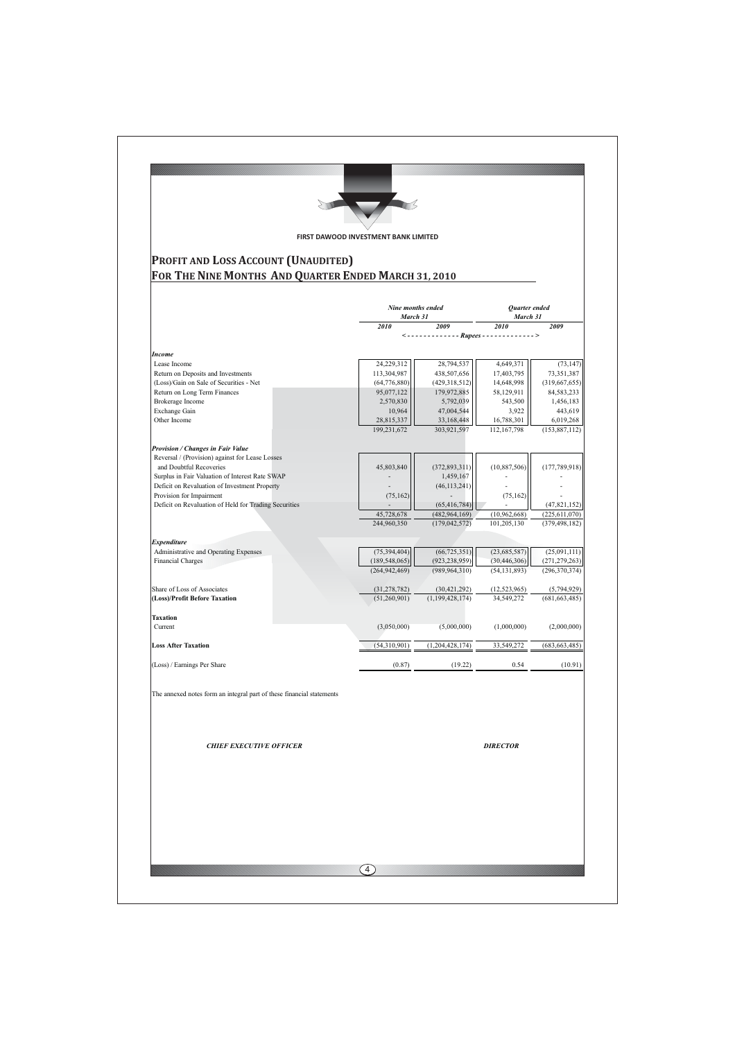FIRST DAWOOD INVESTMENT BANK LIMITED

# PROFIT AND LOSS ACCOUNT (UNAUDITED)
## FOR THE NINE MONTHS AND QUARTER ENDED MARCH 31, 2010

| | Nine months ended March 31 | | Quarter ended March 31 | |
|---|---|---|---|---|
| | **2010** | **2009** | **2010** | **2009** |
| | <------------- Rupees -------------> | | | |
| ***Income*** | | | | |
| Lease Income | 24,229,312 | 28,794,537 | 4,649,371 | (73,147) |
| Return on Deposits and Investments | 113,304,987 | 438,507,656 | 17,403,795 | 73,351,387 |
| (Loss)/Gain on Sale of Securities - Net | (64,776,880) | (429,318,512) | 14,648,998 | (319,667,655) |
| Return on Long Term Finances | 95,077,122 | 179,972,885 | 58,129,911 | 84,583,233 |
| Brokerage Income | 2,570,830 | 5,792,039 | 543,500 | 1,456,183 |
| Exchange Gain | 10,964 | 47,004,544 | 3,922 | 443,619 |
| Other Income | 28,815,337 | 33,168,448 | 16,788,301 | 6,019,268 |
| | 199,231,672 | 303,921,597 | 112,167,798 | (153,887,112) |
| ***Provision / Changes in Fair Value*** | | | | |
| Reversal / (Provision) against for Lease Losses and Doubtful Recoveries | 45,803,840 | (372,893,311) | (10,887,506) | (177,789,918) |
| Surplus in Fair Valuation of Interest Rate SWAP | - | 1,459,167 | - | - |
| Deficit on Revaluation of Investment Property | - | (46,113,241) | - | - |
| Provision for Impairment | (75,162) | - | (75,162) | - |
| Deficit on Revaluation of Held for Trading Securities | - | (65,416,784) | - | (47,821,152) |
| | 45,728,678 | (482,964,169) | (10,962,668) | (225,611,070) |
| | 244,960,350 | (179,042,572) | 101,205,130 | (379,498,182) |
| ***Expenditure*** | | | | |
| Administrative and Operating Expenses | (75,394,404) | (66,725,351) | (23,685,587) | (25,091,111) |
| Financial Charges | (189,548,065) | (923,238,959) | (30,446,306) | (271,279,263) |
| | (264,942,469) | (989,964,310) | (54,131,893) | (296,370,374) |
| Share of Loss of Associates | (31,278,782) | (30,421,292) | (12,523,965) | (5,794,929) |
| **(Loss)/Profit Before Taxation** | (51,260,901) | (1,199,428,174) | 34,549,272 | (681,663,485) |
| **Taxation** | | | | |
| Current | (3,050,000) | (5,000,000) | (1,000,000) | (2,000,000) |
| **Loss After Taxation** | (54,310,901) | (1,204,428,174) | 33,549,272 | (683,663,485) |
| (Loss) / Earnings Per Share | (0.87) | (19.22) | 0.54 | (10.91) |

The annexed notes form an integral part of these financial statements

***CHIEF EXECUTIVE OFFICER*** ***DIRECTOR***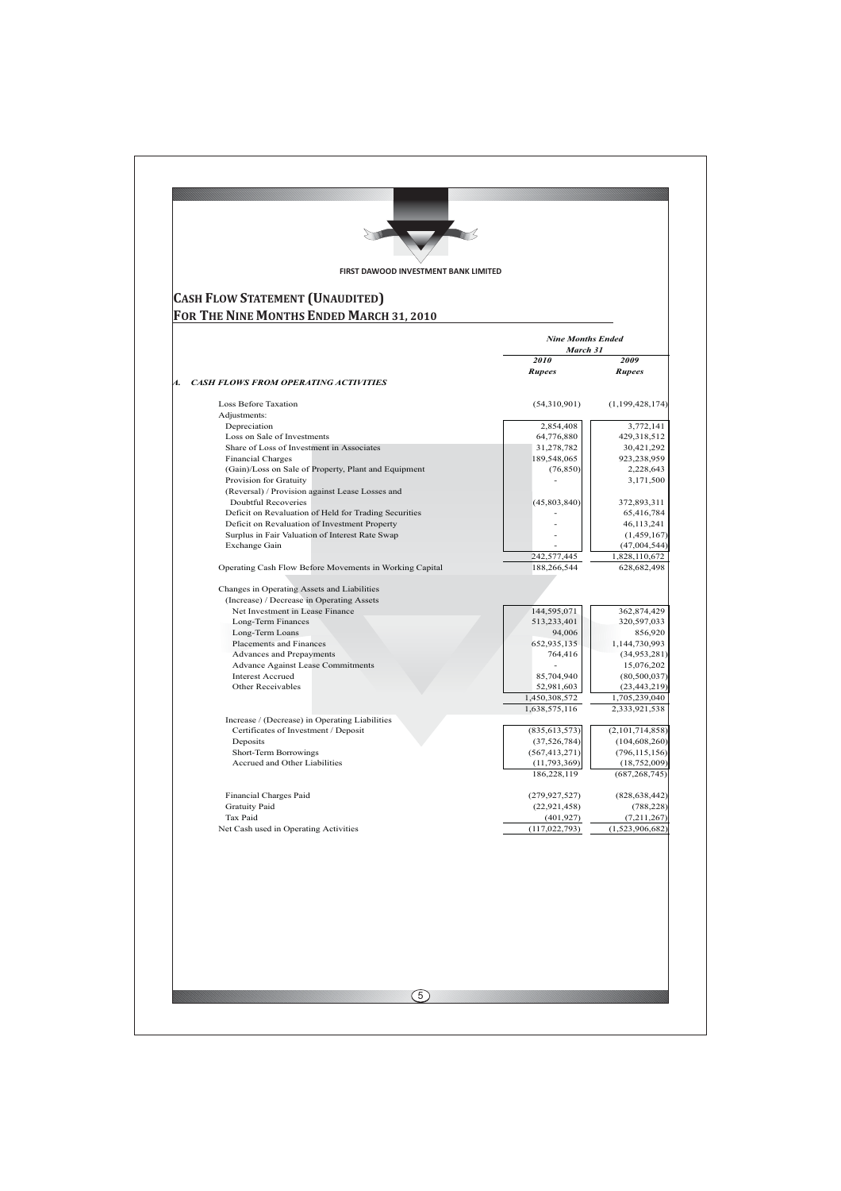FIRST DAWOOD INVESTMENT BANK LIMITED

# CASH FLOW STATEMENT (UNAUDITED)
## FOR THE NINE MONTHS ENDED MARCH 31, 2010

| | *Nine Months Ended March 31* | |
|---|---|---|
| | *2010* | *2009* |
| | *Rupees* | *Rupees* |
| ***A. CASH FLOWS FROM OPERATING ACTIVITIES*** | | |
| Loss Before Taxation | (54,310,901) | (1,199,428,174) |
| Adjustments: | | |
| Depreciation | 2,854,408 | 3,772,141 |
| Loss on Sale of Investments | 64,776,880 | 429,318,512 |
| Share of Loss of Investment in Associates | 31,278,782 | 30,421,292 |
| Financial Charges | 189,548,065 | 923,238,959 |
| (Gain)/Loss on Sale of Property, Plant and Equipment | (76,850) | 2,228,643 |
| Provision for Gratuity | - | 3,171,500 |
| (Reversal) / Provision against Lease Losses and Doubtful Recoveries | (45,803,840) | 372,893,311 |
| Deficit on Revaluation of Held for Trading Securities | - | 65,416,784 |
| Deficit on Revaluation of Investment Property | - | 46,113,241 |
| Surplus in Fair Valuation of Interest Rate Swap | - | (1,459,167) |
| Exchange Gain | - | (47,004,544) |
| | 242,577,445 | 1,828,110,672 |
| Operating Cash Flow Before Movements in Working Capital | 188,266,544 | 628,682,498 |
| Changes in Operating Assets and Liabilities | | |
| (Increase) / Decrease in Operating Assets | | |
| Net Investment in Lease Finance | 144,595,071 | 362,874,429 |
| Long-Term Finances | 513,233,401 | 320,597,033 |
| Long-Term Loans | 94,006 | 856,920 |
| Placements and Finances | 652,935,135 | 1,144,730,993 |
| Advances and Prepayments | 764,416 | (34,953,281) |
| Advance Against Lease Commitments | - | 15,076,202 |
| Interest Accrued | 85,704,940 | (80,500,037) |
| Other Receivables | 52,981,603 | (23,443,219) |
| | 1,450,308,572 | 1,705,239,040 |
| | 1,638,575,116 | 2,333,921,538 |
| Increase / (Decrease) in Operating Liabilities | | |
| Certificates of Investment / Deposit | (835,613,573) | (2,101,714,858) |
| Deposits | (37,526,784) | (104,608,260) |
| Short-Term Borrowings | (567,413,271) | (796,115,156) |
| Accrued and Other Liabilities | (11,793,369) | (18,752,009) |
| | 186,228,119 | (687,268,745) |
| Financial Charges Paid | (279,927,527) | (828,638,442) |
| Gratuity Paid | (22,921,458) | (788,228) |
| Tax Paid | (401,927) | (7,211,267) |
| Net Cash used in Operating Activities | (117,022,793) | (1,523,906,682) |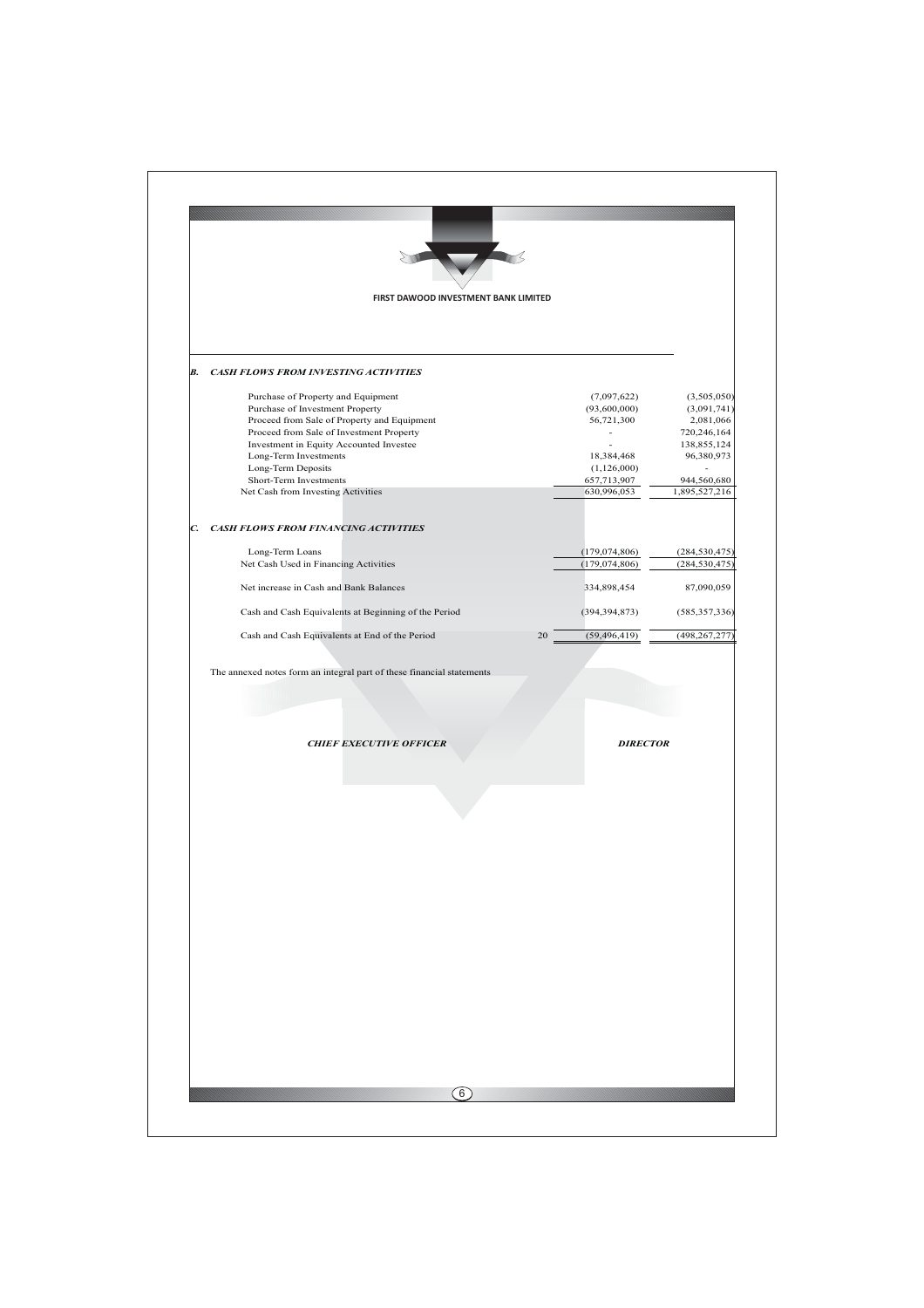FIRST DAWOOD INVESTMENT BANK LIMITED

### B. *CASH FLOWS FROM INVESTING ACTIVITIES*

| | Note | | |
|---|---|---|---|
| Purchase of Property and Equipment | | (7,097,622) | (3,505,050) |
| Purchase of Investment Property | | (93,600,000) | (3,091,741) |
| Proceed from Sale of Property and Equipment | | 56,721,300 | 2,081,066 |
| Proceed from Sale of Investment Property | | - | 720,246,164 |
| Investment in Equity Accounted Investee | | - | 138,855,124 |
| Long-Term Investments | | 18,384,468 | 96,380,973 |
| Long-Term Deposits | | (1,126,000) | - |
| Short-Term Investments | | 657,713,907 | 944,560,680 |
| Net Cash from Investing Activities | | 630,996,053 | 1,895,527,216 |

### C. *CASH FLOWS FROM FINANCING ACTIVITIES*

| | Note | | |
|---|---|---|---|
| Long-Term Loans | | (179,074,806) | (284,530,475) |
| Net Cash Used in Financing Activities | | (179,074,806) | (284,530,475) |
| Net increase in Cash and Bank Balances | | 334,898,454 | 87,090,059 |
| Cash and Cash Equivalents at Beginning of the Period | | (394,394,873) | (585,357,336) |
| Cash and Cash Equivalents at End of the Period | 20 | (59,496,419) | (498,267,277) |

The annexed notes form an integral part of these financial statements

***CHIEF EXECUTIVE OFFICER*** ***DIRECTOR***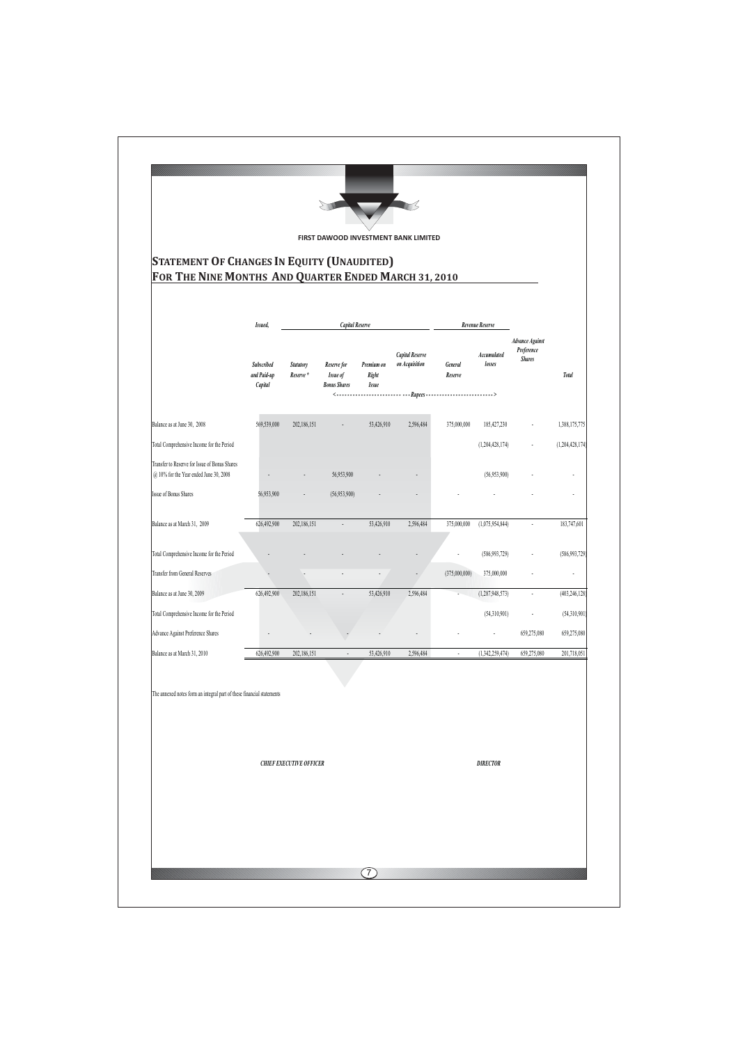FIRST DAWOOD INVESTMENT BANK LIMITED

## STATEMENT OF CHANGES IN EQUITY (UNAUDITED)
## FOR THE NINE MONTHS AND QUARTER ENDED MARCH 31, 2010

| | *Issued, Subscribed and Paid-up Capital* | *Capital Reserve* | | | | *Revenue Reserve* | | *Advance Against Preference Shares* | *Total* |
|---|---|---|---|---|---|---|---|---|---|
| | | *Statutory Reserve \** | *Reserve for Issue of Bonus Shares* | *Premium on Right Issue* | *Capital Reserve on Acquisition* | *General Reserve* | *Accumulated losses* | | |
| | <----- | ----- | ----- | ----- | Rupees | ----- | -----> | | |
| Balance as at June 30, 2008 | 569,539,000 | 202,186,151 | - | 53,426,910 | 2,596,484 | 375,000,000 | 185,427,230 | - | 1,388,175,775 |
| Total Comprehensive Income for the Period | | | | | | | (1,204,428,174) | - | (1,204,428,174) |
| Transfer to Reserve for Issue of Bonus Shares @ 10% for the Year ended June 30, 2008 | - | - | 56,953,900 | - | - | | (56,953,900) | - | - |
| Issue of Bonus Shares | 56,953,900 | - | (56,953,900) | - | - | - | - | - | - |
| Balance as at March 31, 2009 | 626,492,900 | 202,186,151 | - | 53,426,910 | 2,596,484 | 375,000,000 | (1,075,954,844) | - | 183,747,601 |
| Total Comprehensive Income for the Period | - | - | - | - | - | - | (586,993,729) | - | (586,993,729) |
| Transfer from General Reserves | - | - | - | - | - | (375,000,000) | 375,000,000 | - | - |
| Balance as at June 30, 2009 | 626,492,900 | 202,186,151 | - | 53,426,910 | 2,596,484 | - | (1,287,948,573) | - | (403,246,128) |
| Total Comprehensive Income for the Period | | | | | | | (54,310,901) | - | (54,310,901) |
| Advance Against Preference Shares | - | - | - | - | - | - | - | 659,275,080 | 659,275,080 |
| Balance as at March 31, 2010 | 626,492,900 | 202,186,151 | - | 53,426,910 | 2,596,484 | - | (1,342,259,474) | 659,275,080 | 201,718,051 |

The annexed notes form an integral part of these financial statements

*CHIEF EXECUTIVE OFFICER* *DIRECTOR*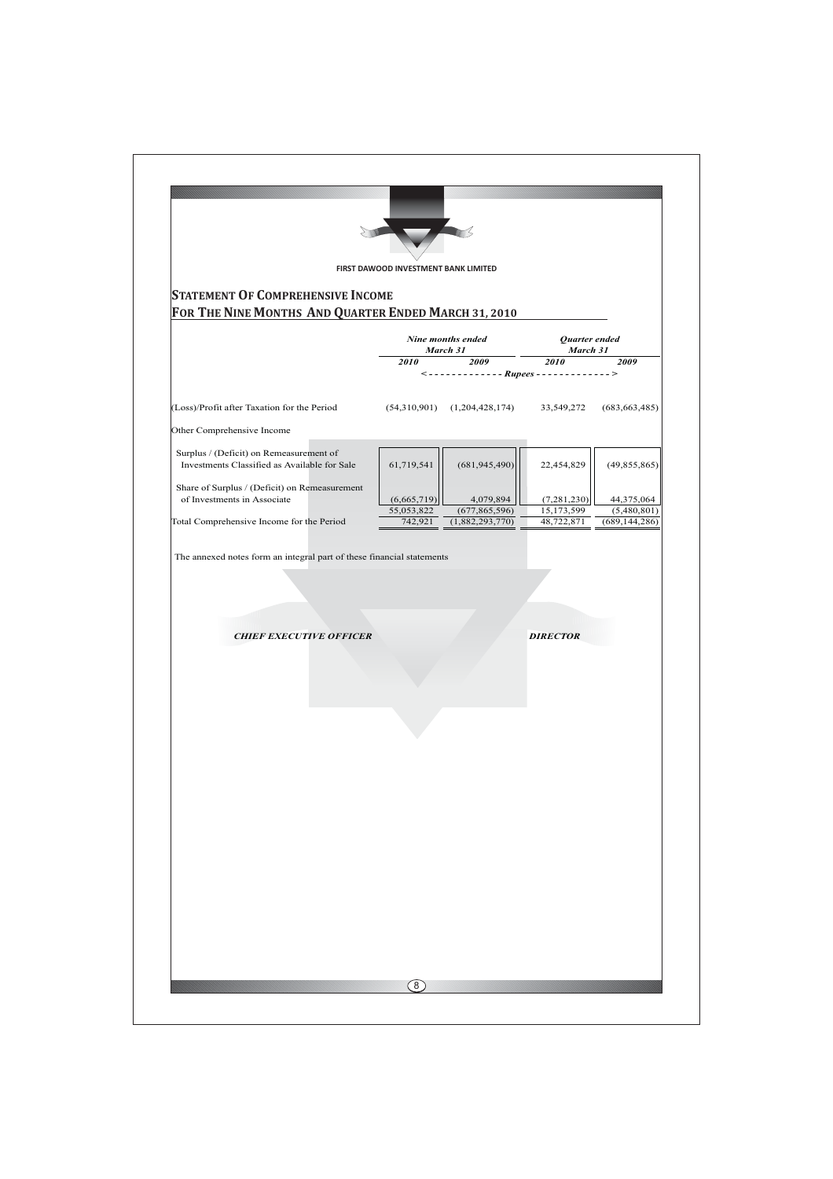FIRST DAWOOD INVESTMENT BANK LIMITED

## STATEMENT OF COMPREHENSIVE INCOME
## FOR THE NINE MONTHS AND QUARTER ENDED MARCH 31, 2010

| | *Nine months ended March 31* | | *Quarter ended March 31* | |
|---|---|---|---|---|
| | ***2010*** | ***2009*** | ***2010*** | ***2009*** |
| | <------------- | *Rupees* | ------------- | > |
| (Loss)/Profit after Taxation for the Period | (54,310,901) | (1,204,428,174) | 33,549,272 | (683,663,485) |
| Other Comprehensive Income | | | | |
| Surplus / (Deficit) on Remeasurement of Investments Classified as Available for Sale | 61,719,541 | (681,945,490) | 22,454,829 | (49,855,865) |
| Share of Surplus / (Deficit) on Remeasurement of Investments in Associate | (6,665,719) | 4,079,894 | (7,281,230) | 44,375,064 |
| | 55,053,822 | (677,865,596) | 15,173,599 | (5,480,801) |
| Total Comprehensive Income for the Period | 742,921 | (1,882,293,770) | 48,722,871 | (689,144,286) |

The annexed notes form an integral part of these financial statements

***CHIEF EXECUTIVE OFFICER*** ***DIRECTOR***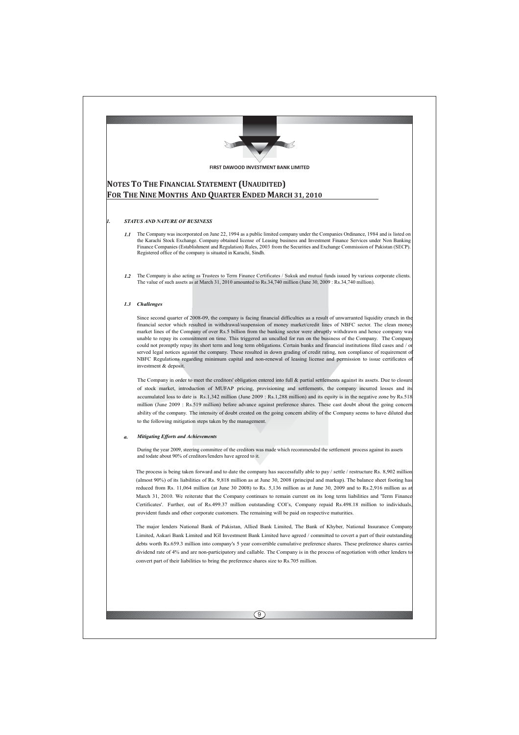FIRST DAWOOD INVESTMENT BANK LIMITED

# NOTES TO THE FINANCIAL STATEMENT (UNAUDITED) FOR THE NINE MONTHS AND QUARTER ENDED MARCH 31, 2010

## 1. STATUS AND NATURE OF BUSINESS

*1.1* The Company was incorporated on June 22, 1994 as a public limited company under the Companies Ordinance, 1984 and is listed on the Karachi Stock Exchange. Company obtained license of Leasing business and Investment Finance Services under Non Banking Finance Companies (Establishment and Regulation) Rules, 2003 from the Securities and Exchange Commission of Pakistan (SECP). Registered office of the company is situated in Karachi, Sindh.

*1.2* The Company is also acting as Trustees to Term Finance Certificates / Sukuk and mutual funds issued by various corporate clients. The value of such assets as at March 31, 2010 amounted to Rs.34,740 million (June 30, 2009 : Rs.34,740 million).

### *1.3 Challenges*

Since second quarter of 2008-09, the company is facing financial difficulties as a result of unwarranted liquidity crunch in the financial sector which resulted in withdrawal/suspension of money market/credit lines of NBFC sector. The clean money market lines of the Company of over Rs.5 billion from the banking sector were abruptly withdrawn and hence company was unable to repay its commitment on time. This triggered an uncalled for run on the business of the Company. The Company could not promptly repay its short term and long term obligations. Certain banks and financial institutions filed cases and / or served legal notices against the company. These resulted in down grading of credit rating, non compliance of requirement of NBFC Regulations regarding minimum capital and non-renewal of leasing license and permission to issue certificates of investment & deposit.

The Company in order to meet the creditors' obligation entered into full & partial settlements against its assets. Due to closure of stock market, introduction of MUFAP pricing, provisioning and settlements, the company incurred losses and its accumulated loss to date is Rs.1,342 million (June 2009 : Rs.1,288 million) and its equity is in the negative zone by Rs.518 million (June 2009 : Rs.519 million) before advance against preference shares. These cast doubt about the going concern ability of the company. The intensity of doubt created on the going concern ability of the Company seems to have diluted due to the following mitigation steps taken by the management.

### *a. Mitigating Efforts and Achievements*

During the year 2009, steering committee of the creditors was made which recommended the settlement process against its assets and todate about 90% of creditors/lenders have agreed to it.

The process is being taken forward and to date the company has successfully able to pay / settle / restructure Rs. 8,902 million (almost 90%) of its liabilities of Rs. 9,818 million as at June 30, 2008 (principal and markup). The balance sheet footing has reduced from Rs. 11,064 million (at June 30 2008) to Rs. 5,136 million as at June 30, 2009 and to Rs.2,916 million as at March 31, 2010. We reiterate that the Company continues to remain current on its long term liabilities and 'Term Finance Certificates'. Further, out of Rs.499.37 million outstanding COI's, Company repaid Rs.498.18 million to individuals, provident funds and other corporate customers. The remaining will be paid on respective maturities.

The major lenders National Bank of Pakistan, Allied Bank Limited, The Bank of Khyber, National Insurance Company Limited, Askari Bank Limited and IGI Investment Bank Limited have agreed / committed to covert a part of their outstanding debts worth Rs.659.3 million into company's 5 year convertible cumulative preference shares. These preference shares carries dividend rate of 4% and are non-participatory and callable. The Company is in the process of negotiation with other lenders to convert part of their liabilities to bring the preference shares size to Rs.705 million.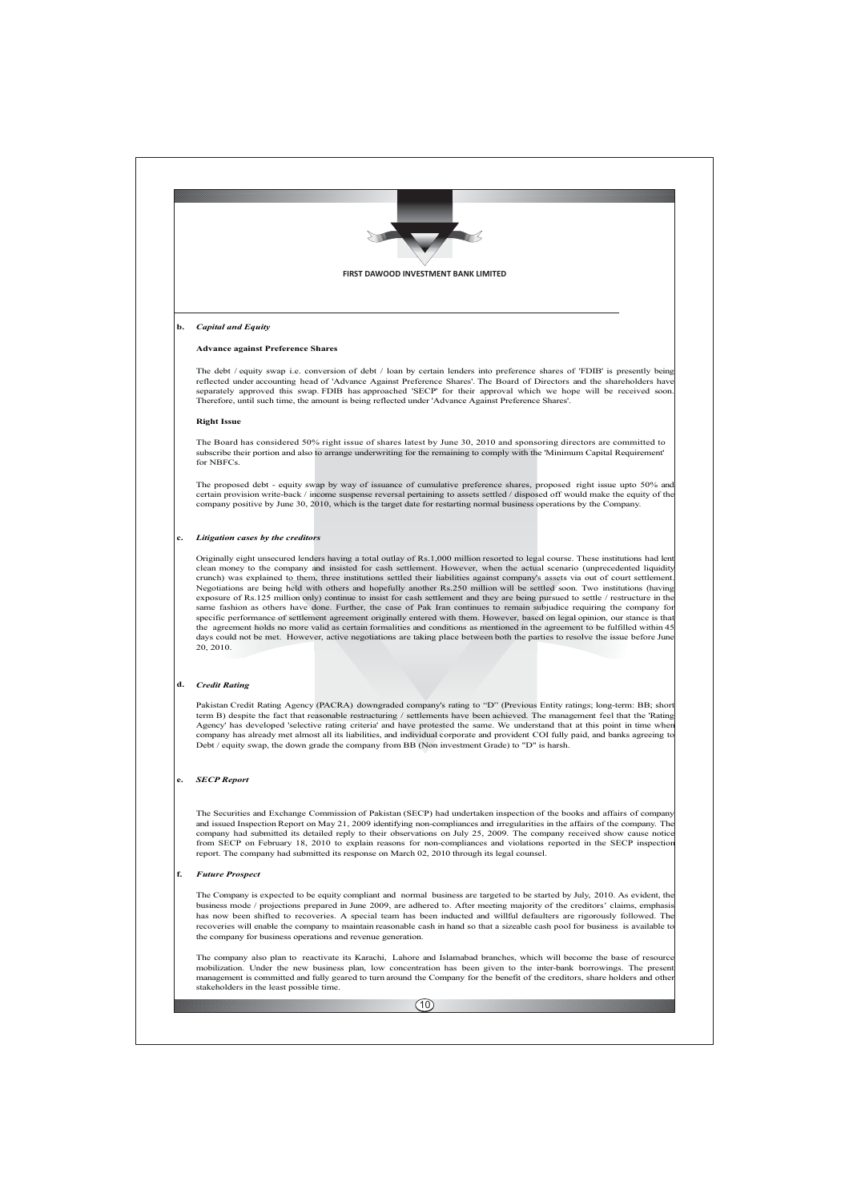**b. *Capital and Equity***

**Advance against Preference Shares**

The debt / equity swap i.e. conversion of debt / loan by certain lenders into preference shares of 'FDIB' is presently being reflected under accounting head of 'Advance Against Preference Shares'. The Board of Directors and the shareholders have separately approved this swap. FDIB has approached 'SECP' for their approval which we hope will be received soon. Therefore, until such time, the amount is being reflected under 'Advance Against Preference Shares'.

**Right Issue**

The Board has considered 50% right issue of shares latest by June 30, 2010 and sponsoring directors are committed to subscribe their portion and also to arrange underwriting for the remaining to comply with the 'Minimum Capital Requirement' for NBFCs.

The proposed debt - equity swap by way of issuance of cumulative preference shares, proposed right issue upto 50% and certain provision write-back / income suspense reversal pertaining to assets settled / disposed off would make the equity of the company positive by June 30, 2010, which is the target date for restarting normal business operations by the Company.

**c. *Litigation cases by the creditors***

Originally eight unsecured lenders having a total outlay of Rs.1,000 million resorted to legal course. These institutions had lent clean money to the company and insisted for cash settlement. However, when the actual scenario (unprecedented liquidity crunch) was explained to them, three institutions settled their liabilities against company's assets via out of court settlement. Negotiations are being held with others and hopefully another Rs.250 million will be settled soon. Two institutions (having exposure of Rs.125 million only) continue to insist for cash settlement and they are being pursued to settle / restructure in the same fashion as others have done. Further, the case of Pak Iran continues to remain subjudice requiring the company for specific performance of settlement agreement originally entered with them. However, based on legal opinion, our stance is that the agreement holds no more valid as certain formalities and conditions as mentioned in the agreement to be fulfilled within 45 days could not be met. However, active negotiations are taking place between both the parties to resolve the issue before June 20, 2010.

**d. *Credit Rating***

Pakistan Credit Rating Agency (PACRA) downgraded company's rating to "D" (Previous Entity ratings; long-term: BB; short term B) despite the fact that reasonable restructuring / settlements have been achieved. The management feel that the 'Rating Agency' has developed 'selective rating criteria' and have protested the same. We understand that at this point in time when company has already met almost all its liabilities, and individual corporate and provident COI fully paid, and banks agreeing to Debt / equity swap, the down grade the company from BB (Non investment Grade) to "D" is harsh.

**e. *SECP Report***

The Securities and Exchange Commission of Pakistan (SECP) had undertaken inspection of the books and affairs of company and issued Inspection Report on May 21, 2009 identifying non-compliances and irregularities in the affairs of the company. The company had submitted its detailed reply to their observations on July 25, 2009. The company received show cause notice from SECP on February 18, 2010 to explain reasons for non-compliances and violations reported in the SECP inspection report. The company had submitted its response on March 02, 2010 through its legal counsel.

**f. *Future Prospect***

The Company is expected to be equity compliant and normal business are targeted to be started by July, 2010. As evident, the business mode / projections prepared in June 2009, are adhered to. After meeting majority of the creditors' claims, emphasis has now been shifted to recoveries. A special team has been inducted and willful defaulters are rigorously followed. The recoveries will enable the company to maintain reasonable cash in hand so that a sizeable cash pool for business is available to the company for business operations and revenue generation.

The company also plan to reactivate its Karachi, Lahore and Islamabad branches, which will become the base of resource mobilization. Under the new business plan, low concentration has been given to the inter-bank borrowings. The present management is committed and fully geared to turn around the Company for the benefit of the creditors, share holders and other stakeholders in the least possible time.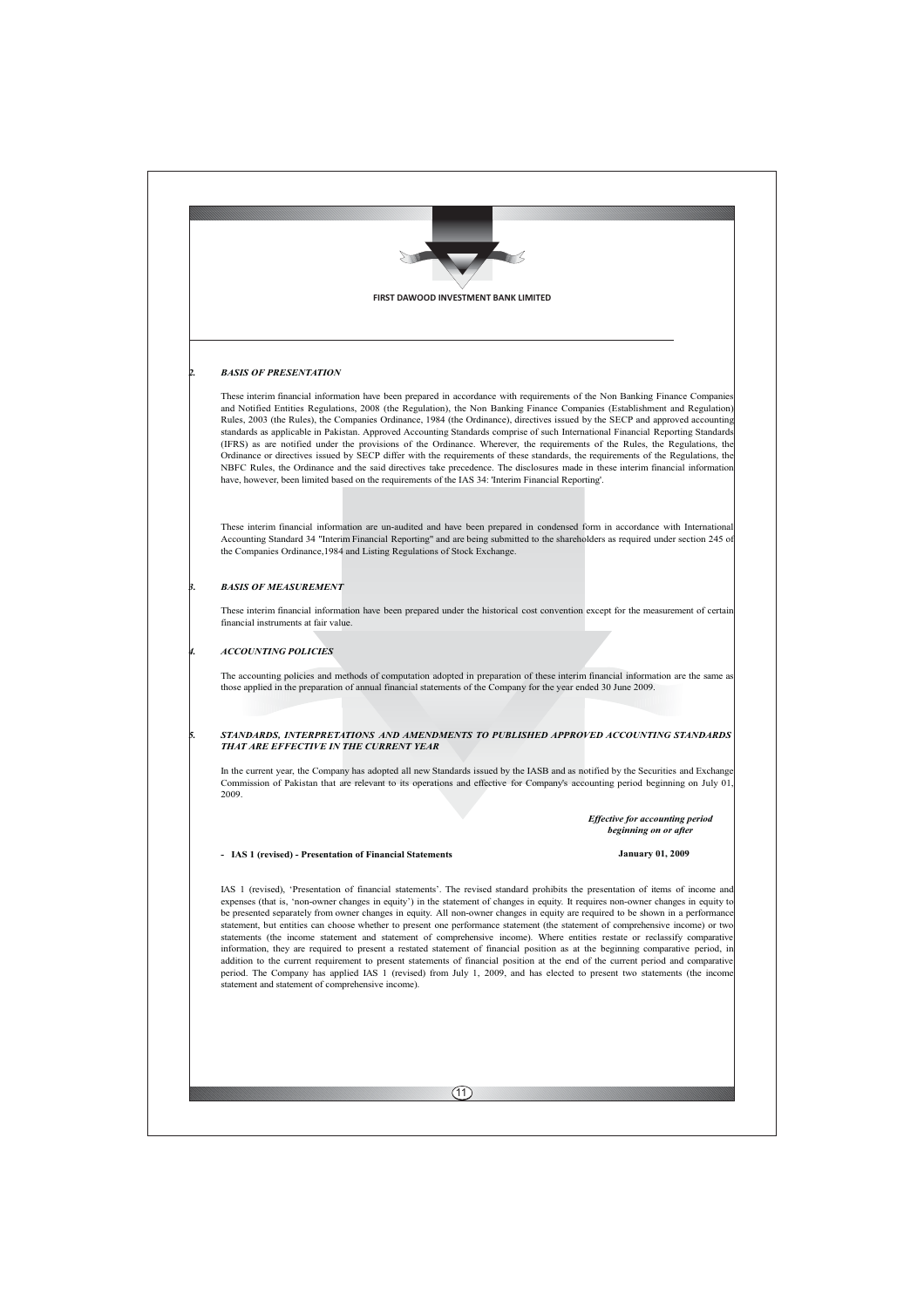## 2. BASIS OF PRESENTATION

These interim financial information have been prepared in accordance with requirements of the Non Banking Finance Companies and Notified Entities Regulations, 2008 (the Regulation), the Non Banking Finance Companies (Establishment and Regulation) Rules, 2003 (the Rules), the Companies Ordinance, 1984 (the Ordinance), directives issued by the SECP and approved accounting standards as applicable in Pakistan. Approved Accounting Standards comprise of such International Financial Reporting Standards (IFRS) as are notified under the provisions of the Ordinance. Wherever, the requirements of the Rules, the Regulations, the Ordinance or directives issued by SECP differ with the requirements of these standards, the requirements of the Regulations, the NBFC Rules, the Ordinance and the said directives take precedence. The disclosures made in these interim financial information have, however, been limited based on the requirements of the IAS 34: 'Interim Financial Reporting'.

These interim financial information are un-audited and have been prepared in condensed form in accordance with International Accounting Standard 34 "Interim Financial Reporting" and are being submitted to the shareholders as required under section 245 of the Companies Ordinance,1984 and Listing Regulations of Stock Exchange.

## 3. BASIS OF MEASUREMENT

These interim financial information have been prepared under the historical cost convention except for the measurement of certain financial instruments at fair value.

## 4. ACCOUNTING POLICIES

The accounting policies and methods of computation adopted in preparation of these interim financial information are the same as those applied in the preparation of annual financial statements of the Company for the year ended 30 June 2009.

## 5. STANDARDS, INTERPRETATIONS AND AMENDMENTS TO PUBLISHED APPROVED ACCOUNTING STANDARDS THAT ARE EFFECTIVE IN THE CURRENT YEAR

In the current year, the Company has adopted all new Standards issued by the IASB and as notified by the Securities and Exchange Commission of Pakistan that are relevant to its operations and effective for Company's accounting period beginning on July 01, 2009.

| | *Effective for accounting period beginning on or after* |
|---|---|
| **- IAS 1 (revised) - Presentation of Financial Statements** | **January 01, 2009** |

IAS 1 (revised), 'Presentation of financial statements'. The revised standard prohibits the presentation of items of income and expenses (that is, 'non-owner changes in equity') in the statement of changes in equity. It requires non-owner changes in equity to be presented separately from owner changes in equity. All non-owner changes in equity are required to be shown in a performance statement, but entities can choose whether to present one performance statement (the statement of comprehensive income) or two statements (the income statement and statement of comprehensive income). Where entities restate or reclassify comparative information, they are required to present a restated statement of financial position as at the beginning comparative period, in addition to the current requirement to present statements of financial position at the end of the current period and comparative period. The Company has applied IAS 1 (revised) from July 1, 2009, and has elected to present two statements (the income statement and statement of comprehensive income).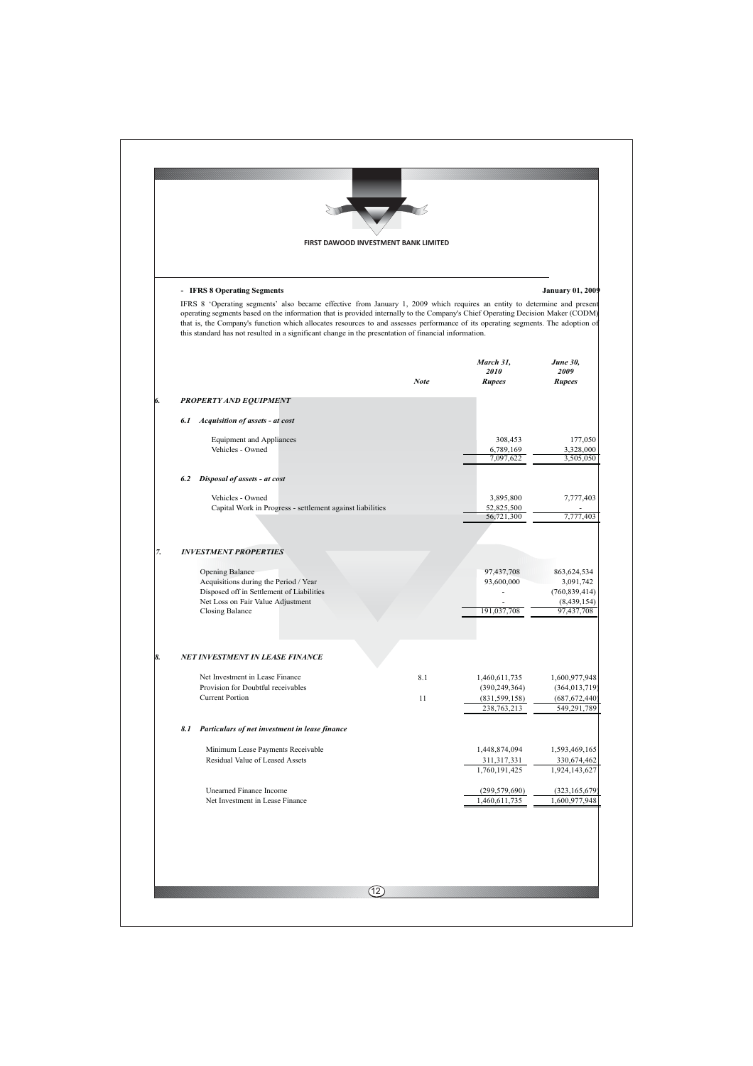- **IFRS 8 Operating Segments** **January 01, 2009**

IFRS 8 'Operating segments' also became effective from January 1, 2009 which requires an entity to determine and present operating segments based on the information that is provided internally to the Company's Chief Operating Decision Maker (CODM) that is, the Company's function which allocates resources to and assesses performance of its operating segments. The adoption of this standard has not resulted in a significant change in the presentation of financial information.

| | Note | *March 31, 2010 Rupees* | *June 30, 2009 Rupees* |
|---|---|---|---|
| ***6. PROPERTY AND EQUIPMENT*** | | | |
| ***6.1 Acquisition of assets - at cost*** | | | |
| Equipment and Appliances | | 308,453 | 177,050 |
| Vehicles - Owned | | 6,789,169 | 3,328,000 |
| | | 7,097,622 | 3,505,050 |
| ***6.2 Disposal of assets - at cost*** | | | |
| Vehicles - Owned | | 3,895,800 | 7,777,403 |
| Capital Work in Progress - settlement against liabilities | | 52,825,500 | - |
| | | 56,721,300 | 7,777,403 |
| ***7. INVESTMENT PROPERTIES*** | | | |
| Opening Balance | | 97,437,708 | 863,624,534 |
| Acquisitions during the Period / Year | | 93,600,000 | 3,091,742 |
| Disposed off in Settlement of Liabilities | | - | (760,839,414) |
| Net Loss on Fair Value Adjustment | | - | (8,439,154) |
| Closing Balance | | 191,037,708 | 97,437,708 |
| ***8. NET INVESTMENT IN LEASE FINANCE*** | | | |
| Net Investment in Lease Finance | 8.1 | 1,460,611,735 | 1,600,977,948 |
| Provision for Doubtful receivables | | (390,249,364) | (364,013,719) |
| Current Portion | 11 | (831,599,158) | (687,672,440) |
| | | 238,763,213 | 549,291,789 |
| ***8.1 Particulars of net investment in lease finance*** | | | |
| Minimum Lease Payments Receivable | | 1,448,874,094 | 1,593,469,165 |
| Residual Value of Leased Assets | | 311,317,331 | 330,674,462 |
| | | 1,760,191,425 | 1,924,143,627 |
| Unearned Finance Income | | (299,579,690) | (323,165,679) |
| Net Investment in Lease Finance | | 1,460,611,735 | 1,600,977,948 |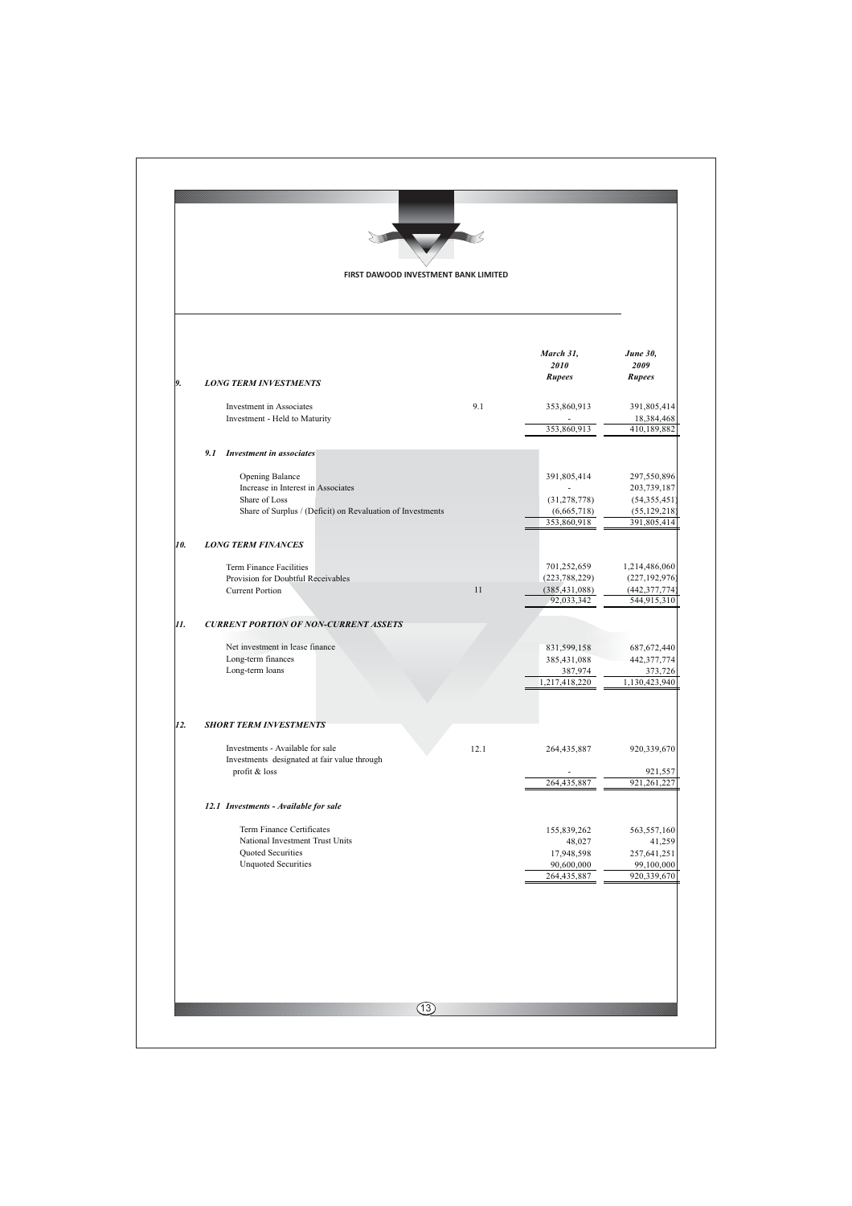|  |  | March 31, 2010 Rupees | June 30, 2009 Rupees |
|---|---|---|---|
| ***9. LONG TERM INVESTMENTS*** |  |  |  |
| Investment in Associates | 9.1 | 353,860,913 | 391,805,414 |
| Investment - Held to Maturity |  | - | 18,384,468 |
|  |  | 353,860,913 | 410,189,882 |
| ***9.1 Investment in associates*** |  |  |  |
| Opening Balance |  | 391,805,414 | 297,550,896 |
| Increase in Interest in Associates |  | - | 203,739,187 |
| Share of Loss |  | (31,278,778) | (54,355,451) |
| Share of Surplus / (Deficit) on Revaluation of Investments |  | (6,665,718) | (55,129,218) |
|  |  | 353,860,918 | 391,805,414 |
| ***10. LONG TERM FINANCES*** |  |  |  |
| Term Finance Facilities |  | 701,252,659 | 1,214,486,060 |
| Provision for Doubtful Receivables |  | (223,788,229) | (227,192,976) |
| Current Portion | 11 | (385,431,088) | (442,377,774) |
|  |  | 92,033,342 | 544,915,310 |
| ***11. CURRENT PORTION OF NON-CURRENT ASSETS*** |  |  |  |
| Net investment in lease finance |  | 831,599,158 | 687,672,440 |
| Long-term finances |  | 385,431,088 | 442,377,774 |
| Long-term loans |  | 387,974 | 373,726 |
|  |  | 1,217,418,220 | 1,130,423,940 |
| ***12. SHORT TERM INVESTMENTS*** |  |  |  |
| Investments - Available for sale | 12.1 | 264,435,887 | 920,339,670 |
| Investments designated at fair value through profit & loss |  | - | 921,557 |
|  |  | 264,435,887 | 921,261,227 |
| ***12.1 Investments - Available for sale*** |  |  |  |
| Term Finance Certificates |  | 155,839,262 | 563,557,160 |
| National Investment Trust Units |  | 48,027 | 41,259 |
| Quoted Securities |  | 17,948,598 | 257,641,251 |
| Unquoted Securities |  | 90,600,000 | 99,100,000 |
|  |  | 264,435,887 | 920,339,670 |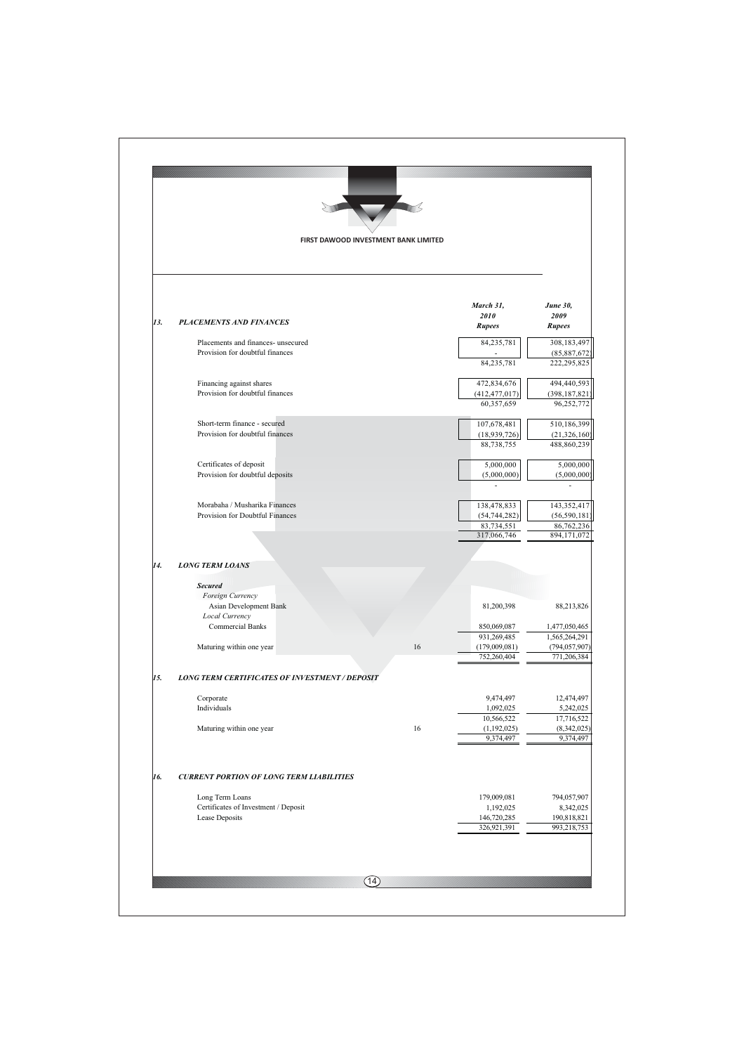FIRST DAWOOD INVESTMENT BANK LIMITED

| | | Note | March 31, 2010 Rupees | June 30, 2009 Rupees |
|---|---|---|---|---|
| **13.** | ***PLACEMENTS AND FINANCES*** | | | |
| | Placements and finances- unsecured | | 84,235,781 | 308,183,497 |
| | Provision for doubtful finances | | - | (85,887,672) |
| | | | 84,235,781 | 222,295,825 |
| | Financing against shares | | 472,834,676 | 494,440,593 |
| | Provision for doubtful finances | | (412,477,017) | (398,187,821) |
| | | | 60,357,659 | 96,252,772 |
| | Short-term finance - secured | | 107,678,481 | 510,186,399 |
| | Provision for doubtful finances | | (18,939,726) | (21,326,160) |
| | | | 88,738,755 | 488,860,239 |
| | Certificates of deposit | | 5,000,000 | 5,000,000 |
| | Provision for doubtful deposits | | (5,000,000) | (5,000,000) |
| | | | - | - |
| | Morabaha / Musharika Finances | | 138,478,833 | 143,352,417 |
| | Provision for Doubtful Finances | | (54,744,282) | (56,590,181) |
| | | | 83,734,551 | 86,762,236 |
| | | | 317,066,746 | 894,171,072 |
| **14.** | ***LONG TERM LOANS*** | | | |
| | ***Secured*** | | | |
| | *Foreign Currency* | | | |
| | Asian Development Bank | | 81,200,398 | 88,213,826 |
| | *Local Currency* | | | |
| | Commercial Banks | | 850,069,087 | 1,477,050,465 |
| | | | 931,269,485 | 1,565,264,291 |
| | Maturing within one year | 16 | (179,009,081) | (794,057,907) |
| | | | 752,260,404 | 771,206,384 |
| **15.** | ***LONG TERM CERTIFICATES OF INVESTMENT / DEPOSIT*** | | | |
| | Corporate | | 9,474,497 | 12,474,497 |
| | Individuals | | 1,092,025 | 5,242,025 |
| | | | 10,566,522 | 17,716,522 |
| | Maturing within one year | 16 | (1,192,025) | (8,342,025) |
| | | | 9,374,497 | 9,374,497 |
| **16.** | ***CURRENT PORTION OF LONG TERM LIABILITIES*** | | | |
| | Long Term Loans | | 179,009,081 | 794,057,907 |
| | Certificates of Investment / Deposit | | 1,192,025 | 8,342,025 |
| | Lease Deposits | | 146,720,285 | 190,818,821 |
| | | | 326,921,391 | 993,218,753 |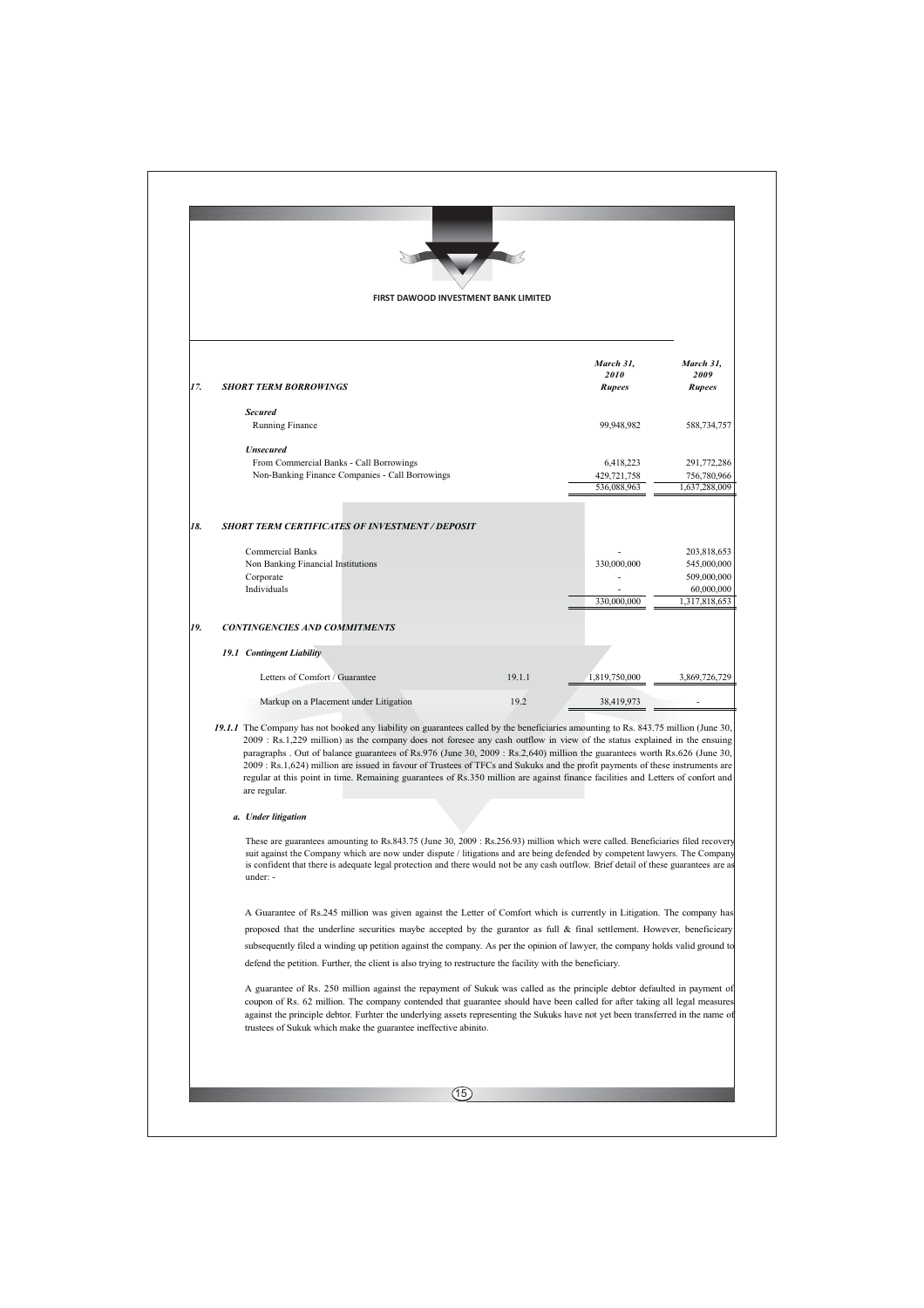FIRST DAWOOD INVESTMENT BANK LIMITED

| | | Note | March 31, 2010 Rupees | March 31, 2009 Rupees |
|---|---|---|---|---|
| **17.** | ***SHORT TERM BORROWINGS*** | | | |
| | ***Secured*** | | | |
| | Running Finance | | 99,948,982 | 588,734,757 |
| | ***Unsecured*** | | | |
| | From Commercial Banks - Call Borrowings | | 6,418,223 | 291,772,286 |
| | Non-Banking Finance Companies - Call Borrowings | | 429,721,758 | 756,780,966 |
| | | | 536,088,963 | 1,637,288,009 |
| **18.** | ***SHORT TERM CERTIFICATES OF INVESTMENT / DEPOSIT*** | | | |
| | Commercial Banks | | - | 203,818,653 |
| | Non Banking Financial Institutions | | 330,000,000 | 545,000,000 |
| | Corporate | | - | 509,000,000 |
| | Individuals | | - | 60,000,000 |
| | | | 330,000,000 | 1,317,818,653 |
| **19.** | ***CONTINGENCIES AND COMMITMENTS*** | | | |
| | ***19.1 Contingent Liability*** | | | |
| | Letters of Comfort / Guarantee | 19.1.1 | 1,819,750,000 | 3,869,726,729 |
| | Markup on a Placement under Litigation | 19.2 | 38,419,973 | - |

***19.1.1*** The Company has not booked any liability on guarantees called by the beneficiaries amounting to Rs. 843.75 million (June 30, 2009 : Rs.1,229 million) as the company does not foresee any cash outflow in view of the status explained in the ensuing paragraphs . Out of balance guarantees of Rs.976 (June 30, 2009 : Rs.2,640) million the guarantees worth Rs.626 (June 30, 2009 : Rs.1,624) million are issued in favour of Trustees of TFCs and Sukuks and the profit payments of these instruments are regular at this point in time. Remaining guarantees of Rs.350 million are against finance facilities and Letters of confort and are regular.

***a. Under litigation***

These are guarantees amounting to Rs.843.75 (June 30, 2009 : Rs.256.93) million which were called. Beneficiaries filed recovery suit against the Company which are now under dispute / litigations and are being defended by competent lawyers. The Company is confident that there is adequate legal protection and there would not be any cash outflow. Brief detail of these guarantees are as under: -

A Guarantee of Rs.245 million was given against the Letter of Comfort which is currently in Litigation. The company has proposed that the underline securities maybe accepted by the gurantor as full & final settlement. However, beneficieary subsequently filed a winding up petition against the company. As per the opinion of lawyer, the company holds valid ground to defend the petition. Further, the client is also trying to restructure the facility with the beneficiary.

A guarantee of Rs. 250 million against the repayment of Sukuk was called as the principle debtor defaulted in payment of coupon of Rs. 62 million. The company contended that guarantee should have been called for after taking all legal measures against the principle debtor. Furhter the underlying assets representing the Sukuks have not yet been transferred in the name of trustees of Sukuk which make the guarantee ineffective abinito.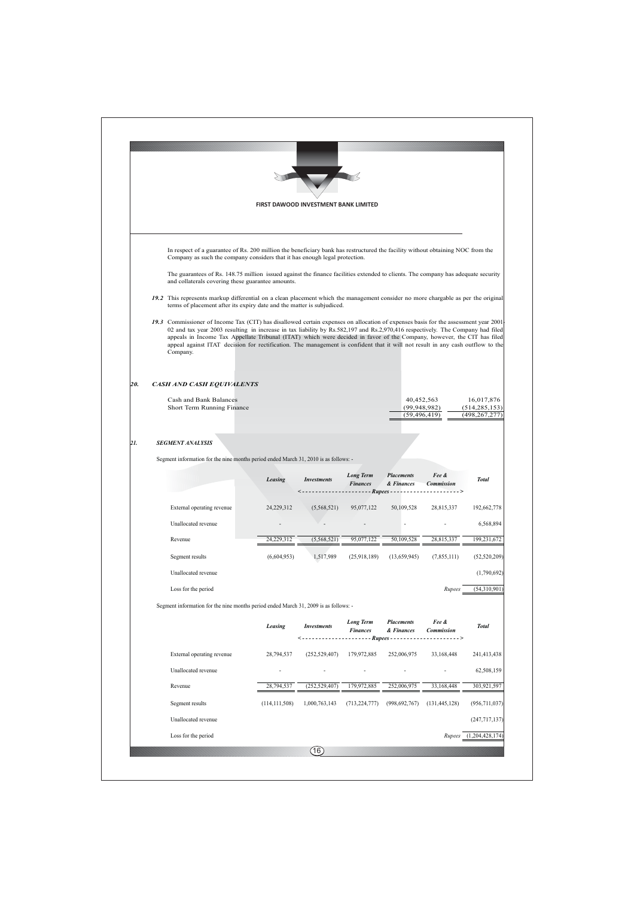In respect of a guarantee of Rs. 200 million the beneficiary bank has restructured the facility without obtaining NOC from the Company as such the company considers that it has enough legal protection.

The guarantees of Rs. 148.75 million issued against the finance facilities extended to clients. The company has adequate security and collaterals covering these guarantee amounts.

***19.2*** This represents markup differential on a clean placement which the management consider no more chargable as per the original terms of placement after its expiry date and the matter is subjudiced.

***19.3*** Commissioner of Income Tax (CIT) has disallowed certain expenses on allocation of expenses basis for the assessment year 2001-02 and tax year 2003 resulting in increase in tax liability by Rs.582,197 and Rs.2,970,416 respectively. The Company had filed appeals in Income Tax Appellate Tribunal (ITAT) which were decided in favor of the Company, however, the CIT has filed appeal against ITAT decision for rectification. The management is confident that it will not result in any cash outflow to the Company.

## *20. CASH AND CASH EQUIVALENTS*

| | | |
|---|---|---|
| Cash and Bank Balances | 40,452,563 | 16,017,876 |
| Short Term Running Finance | (99,948,982) | (514,285,153) |
| | (59,496,419) | (498,267,277) |

## *21. SEGMENT ANALYSIS*

Segment information for the nine months period ended March 31, 2010 is as follows: -

| | *Leasing* | *Investments* | *Long Term Finances* | *Placements & Finances* | *Fee & Commission* | *Total* |
|---|---|---|---|---|---|---|
| | <- - - - - - - - | - - - - - - - - | - - - - - - *Rupees* | - - - - - - - - | - - - - - - - -> | |
| External operating revenue | 24,229,312 | (5,568,521) | 95,077,122 | 50,109,528 | 28,815,337 | 192,662,778 |
| Unallocated revenue | - | - | - | - | - | 6,568,894 |
| Revenue | 24,229,312 | (5,568,521) | 95,077,122 | 50,109,528 | 28,815,337 | 199,231,672 |
| Segment results | (6,604,953) | 1,517,989 | (25,918,189) | (13,659,945) | (7,855,111) | (52,520,209) |
| Unallocated revenue | | | | | | (1,790,692) |
| Loss for the period | | | | | *Rupees* | (54,310,901) |

Segment information for the nine months period ended March 31, 2009 is as follows: -

| | *Leasing* | *Investments* | *Long Term Finances* | *Placements & Finances* | *Fee & Commission* | *Total* |
|---|---|---|---|---|---|---|
| | <- - - - - - - - | - - - - - - - - | - - - - - - *Rupees* | - - - - - - - - | - - - - - - - -> | |
| External operating revenue | 28,794,537 | (252,529,407) | 179,972,885 | 252,006,975 | 33,168,448 | 241,413,438 |
| Unallocated revenue | - | - | - | - | - | 62,508,159 |
| Revenue | 28,794,537 | (252,529,407) | 179,972,885 | 252,006,975 | 33,168,448 | 303,921,597 |
| Segment results | (114,111,508) | 1,000,763,143 | (713,224,777) | (998,692,767) | (131,445,128) | (956,711,037) |
| Unallocated revenue | | | | | | (247,717,137) |
| Loss for the period | | | | | *Rupees* | (1,204,428,174) |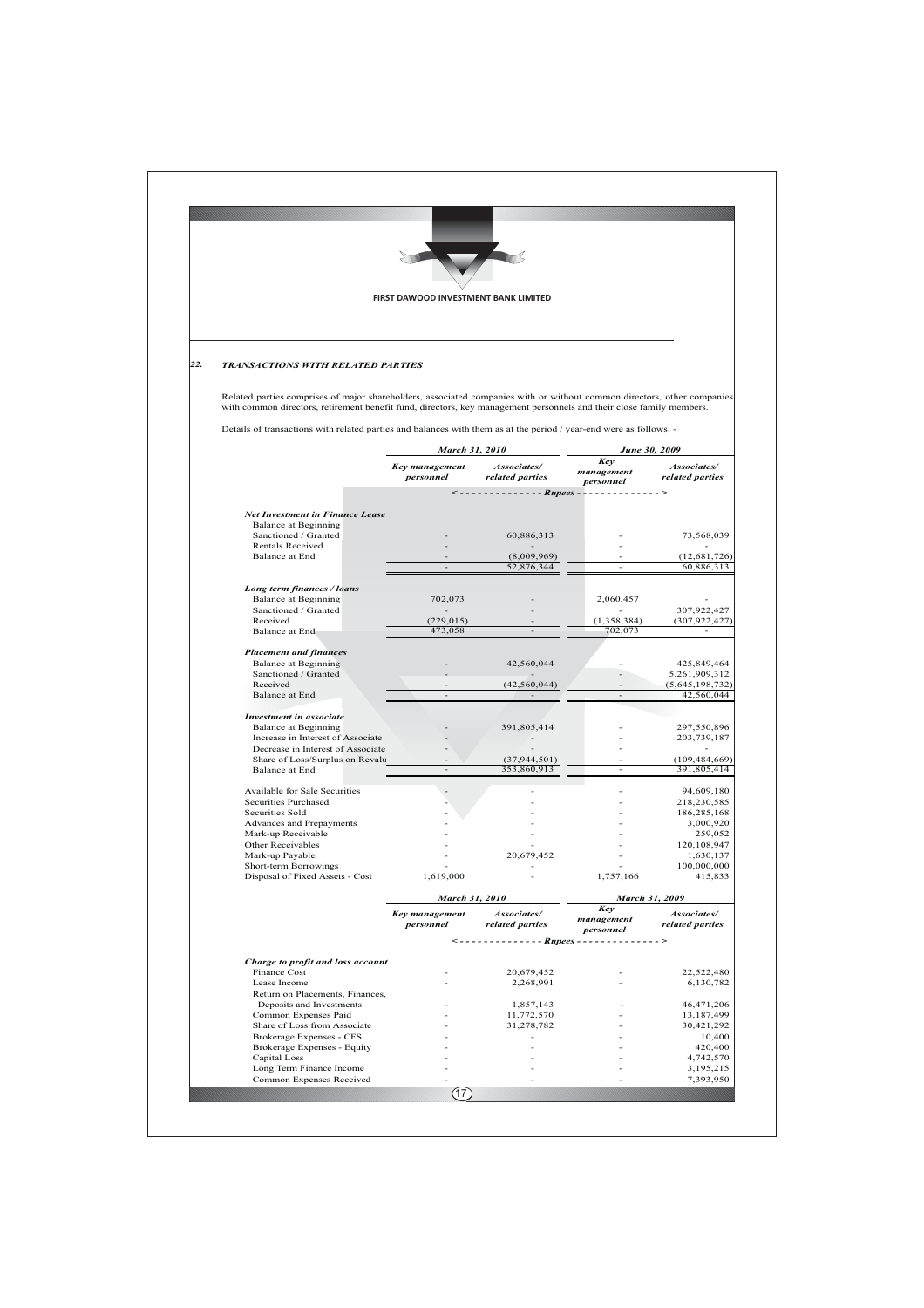## 22. *TRANSACTIONS WITH RELATED PARTIES*

Related parties comprises of major shareholders, associated companies with or without common directors, other companies with common directors, retirement benefit fund, directors, key management personnels and their close family members.

Details of transactions with related parties and balances with them as at the period / year-end were as follows: -

| | *March 31, 2010* | | *June 30, 2009* | |
|---|---|---|---|---|
| | *Key management personnel* | *Associates/ related parties* | *Key management personnel* | *Associates/ related parties* |
| | <-------------- *Rupees* | | --------------> | |
| ***Net Investment in Finance Lease*** | | | | |
| Balance at Beginning | | | | |
| Sanctioned / Granted | - | 60,886,313 | - | 73,568,039 |
| Rentals Received | - | - | - | - |
| Balance at End | - | (8,009,969) | - | (12,681,726) |
| | - | 52,876,344 | - | 60,886,313 |
| ***Long term finances / loans*** | | | | |
| Balance at Beginning | 702,073 | - | 2,060,457 | - |
| Sanctioned / Granted | - | - | - | 307,922,427 |
| Received | (229,015) | - | (1,358,384) | (307,922,427) |
| Balance at End | 473,058 | - | 702,073 | - |
| ***Placement and finances*** | | | | |
| Balance at Beginning | - | 42,560,044 | - | 425,849,464 |
| Sanctioned / Granted | - | - | - | 5,261,909,312 |
| Received | - | (42,560,044) | - | (5,645,198,732) |
| Balance at End | - | - | - | 42,560,044 |
| ***Investment in associate*** | | | | |
| Balance at Beginning | - | 391,805,414 | - | 297,550,896 |
| Increase in Interest of Associate | - | - | - | 203,739,187 |
| Decrease in Interest of Associate | - | - | - | - |
| Share of Loss/Surplus on Revalu | - | (37,944,501) | - | (109,484,669) |
| Balance at End | - | 353,860,913 | - | 391,805,414 |
| Available for Sale Securities | - | - | - | 94,609,180 |
| Securities Purchased | - | - | - | 218,230,585 |
| Securities Sold | - | - | - | 186,285,168 |
| Advances and Prepayments | - | - | - | 3,000,920 |
| Mark-up Receivable | - | - | - | 259,052 |
| Other Receivables | - | - | - | 120,108,947 |
| Mark-up Payable | - | 20,679,452 | - | 1,630,137 |
| Short-term Borrowings | - | - | - | 100,000,000 |
| Disposal of Fixed Assets - Cost | 1,619,000 | - | 1,757,166 | 415,833 |

| | *March 31, 2010* | | *March 31, 2009* | |
|---|---|---|---|---|
| | *Key management personnel* | *Associates/ related parties* | *Key management personnel* | *Associates/ related parties* |
| | <-------------- *Rupees* | | --------------> | |
| ***Charge to profit and loss account*** | | | | |
| Finance Cost | - | 20,679,452 | - | 22,522,480 |
| Lease Income | - | 2,268,991 | - | 6,130,782 |
| Return on Placements, Finances, Deposits and Investments | - | 1,857,143 | - | 46,471,206 |
| Common Expenses Paid | - | 11,772,570 | - | 13,187,499 |
| Share of Loss from Associate | - | 31,278,782 | - | 30,421,292 |
| Brokerage Expenses - CFS | - | - | - | 10,400 |
| Brokerage Expenses - Equity | - | - | - | 420,400 |
| Capital Loss | - | - | - | 4,742,570 |
| Long Term Finance Income | - | - | - | 3,195,215 |
| Common Expenses Received | - | - | - | 7,393,950 |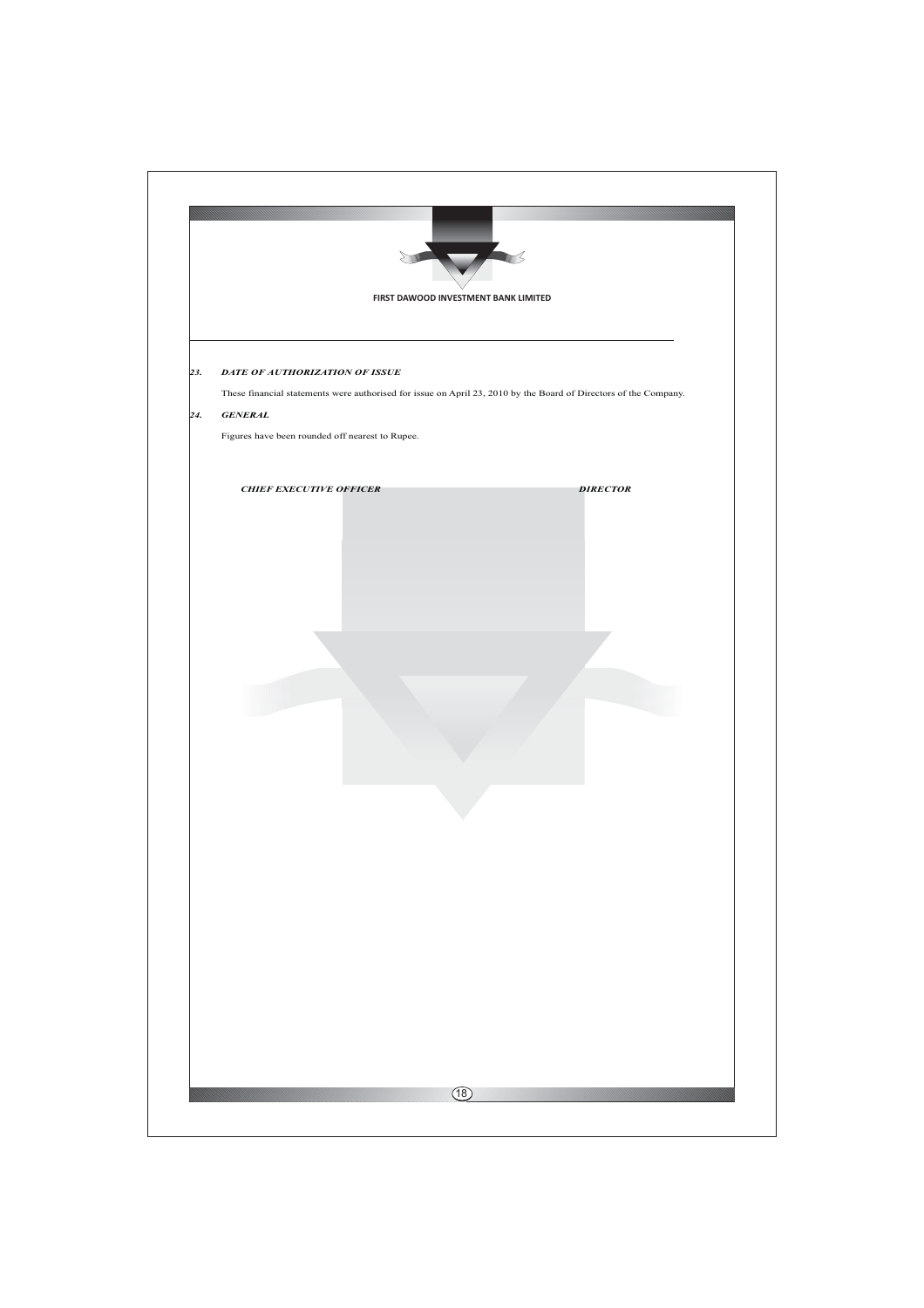### *23. DATE OF AUTHORIZATION OF ISSUE*

These financial statements were authorised for issue on April 23, 2010 by the Board of Directors of the Company.

### *24. GENERAL*

Figures have been rounded off nearest to Rupee.

***CHIEF EXECUTIVE OFFICER*** ***DIRECTOR***